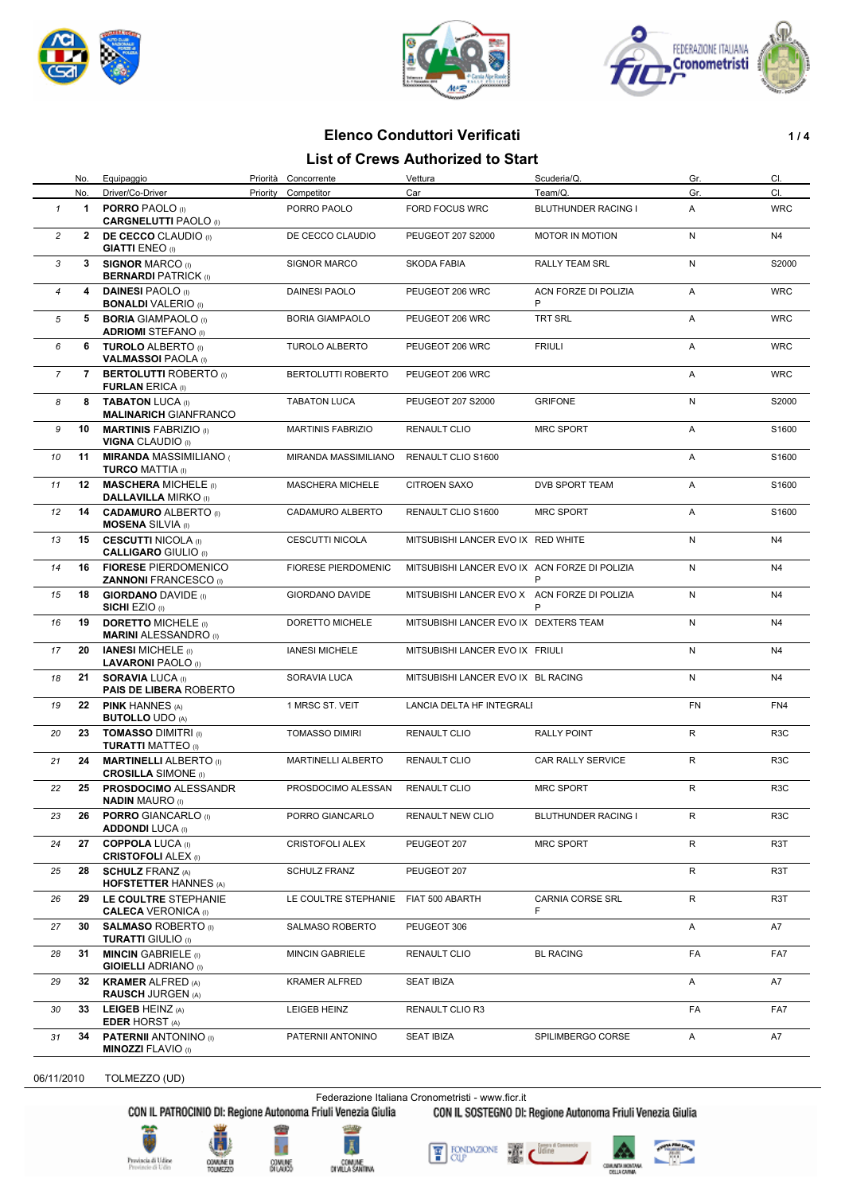# Elenco Conduttori Verificati

## List of Crews Authorized to Start

| | No. / No. | Equipaggio / Driver/Co-Driver | Priorità / Priority | Concorrente / Competitor | Vettura / Car | Scuderia/Q. / Team/Q. | Gr. / Gr. | Cl. / Cl. |
|---|---|---|---|---|---|---|---|---|
| 1 | 1 | **PORRO** PAOLO (I) **CARGNELUTTI** PAOLO (I) | | PORRO PAOLO | FORD FOCUS WRC | BLUTHUNDER RACING I | A | WRC |
| 2 | 2 | **DE CECCO** CLAUDIO (I) **GIATTI** ENEO (I) | | DE CECCO CLAUDIO | PEUGEOT 207 S2000 | MOTOR IN MOTION | N | N4 |
| 3 | 3 | **SIGNOR** MARCO (I) **BERNARDI** PATRICK (I) | | SIGNOR MARCO | SKODA FABIA | RALLY TEAM SRL | N | S2000 |
| 4 | 4 | **DAINESI** PAOLO (I) **BONALDI** VALERIO (I) | | DAINESI PAOLO | PEUGEOT 206 WRC | ACN FORZE DI POLIZIA P | A | WRC |
| 5 | 5 | **BORIA** GIAMPAOLO (I) **ADRIOMI** STEFANO (I) | | BORIA GIAMPAOLO | PEUGEOT 206 WRC | TRT SRL | A | WRC |
| 6 | 6 | **TUROLO** ALBERTO (I) **VALMASSOI** PAOLA (I) | | TUROLO ALBERTO | PEUGEOT 206 WRC | FRIULI | A | WRC |
| 7 | 7 | **BERTOLUTTI** ROBERTO (I) **FURLAN** ERICA (I) | | BERTOLUTTI ROBERTO | PEUGEOT 206 WRC | | A | WRC |
| 8 | 8 | **TABATON** LUCA (I) **MALINARICH** GIANFRANCO | | TABATON LUCA | PEUGEOT 207 S2000 | GRIFONE | N | S2000 |
| 9 | 10 | **MARTINIS** FABRIZIO (I) **VIGNA** CLAUDIO (I) | | MARTINIS FABRIZIO | RENAULT CLIO | MRC SPORT | A | S1600 |
| 10 | 11 | **MIRANDA** MASSIMILIANO ( **TURCO** MATTIA (I) | | MIRANDA MASSIMILIANO | RENAULT CLIO S1600 | | A | S1600 |
| 11 | 12 | **MASCHERA** MICHELE (I) **DALLAVILLA** MIRKO (I) | | MASCHERA MICHELE | CITROEN SAXO | DVB SPORT TEAM | A | S1600 |
| 12 | 14 | **CADAMURO** ALBERTO (I) **MOSENA** SILVIA (I) | | CADAMURO ALBERTO | RENAULT CLIO S1600 | MRC SPORT | A | S1600 |
| 13 | 15 | **CESCUTTI** NICOLA (I) **CALLIGARO** GIULIO (I) | | CESCUTTI NICOLA | MITSUBISHI LANCER EVO IX | RED WHITE | N | N4 |
| 14 | 16 | **FIORESE** PIERDOMENICO **ZANNONI** FRANCESCO (I) | | FIORESE PIERDOMENIC | MITSUBISHI LANCER EVO IX | ACN FORZE DI POLIZIA P | N | N4 |
| 15 | 18 | **GIORDANO** DAVIDE (I) **SICHI** EZIO (I) | | GIORDANO DAVIDE | MITSUBISHI LANCER EVO X | ACN FORZE DI POLIZIA P | N | N4 |
| 16 | 19 | **DORETTO** MICHELE (I) **MARINI** ALESSANDRO (I) | | DORETTO MICHELE | MITSUBISHI LANCER EVO IX | DEXTERS TEAM | N | N4 |
| 17 | 20 | **IANESI** MICHELE (I) **LAVARONI** PAOLO (I) | | IANESI MICHELE | MITSUBISHI LANCER EVO IX | FRIULI | N | N4 |
| 18 | 21 | **SORAVIA** LUCA (I) **PAIS DE LIBERA** ROBERTO | | SORAVIA LUCA | MITSUBISHI LANCER EVO IX | BL RACING | N | N4 |
| 19 | 22 | **PINK** HANNES (A) **BUTOLLO** UDO (A) | | 1 MRSC ST. VEIT | LANCIA DELTA HF INTEGRALI | | FN | FN4 |
| 20 | 23 | **TOMASSO** DIMITRI (I) **TURATTI** MATTEO (I) | | TOMASSO DIMIRI | RENAULT CLIO | RALLY POINT | R | R3C |
| 21 | 24 | **MARTINELLI** ALBERTO (I) **CROSILLA** SIMONE (I) | | MARTINELLI ALBERTO | RENAULT CLIO | CAR RALLY SERVICE | R | R3C |
| 22 | 25 | **PROSDOCIMO** ALESSANDR **NADIN** MAURO (I) | | PROSDOCIMO ALESSAN | RENAULT CLIO | MRC SPORT | R | R3C |
| 23 | 26 | **PORRO** GIANCARLO (I) **ADDONDI** LUCA (I) | | PORRO GIANCARLO | RENAULT NEW CLIO | BLUTHUNDER RACING I | R | R3C |
| 24 | 27 | **COPPOLA** LUCA (I) **CRISTOFOLI** ALEX (I) | | CRISTOFOLI ALEX | PEUGEOT 207 | MRC SPORT | R | R3T |
| 25 | 28 | **SCHULZ** FRANZ (A) **HOFSTETTER** HANNES (A) | | SCHULZ FRANZ | PEUGEOT 207 | | R | R3T |
| 26 | 29 | **LE COULTRE** STEPHANIE **CALECA** VERONICA (I) | | LE COULTRE STEPHANIE | FIAT 500 ABARTH | CARNIA CORSE SRL F | R | R3T |
| 27 | 30 | **SALMASO** ROBERTO (I) **TURATTI** GIULIO (I) | | SALMASO ROBERTO | PEUGEOT 306 | | A | A7 |
| 28 | 31 | **MINCIN** GABRIELE (I) **GIOIELLI** ADRIANO (I) | | MINCIN GABRIELE | RENAULT CLIO | BL RACING | FA | FA7 |
| 29 | 32 | **KRAMER** ALFRED (A) **RAUSCH** JURGEN (A) | | KRAMER ALFRED | SEAT IBIZA | | A | A7 |
| 30 | 33 | **LEIGEB** HEINZ (A) **EDER** HORST (A) | | LEIGEB HEINZ | RENAULT CLIO R3 | | FA | FA7 |
| 31 | 34 | **PATERNII** ANTONINO (I) **MINOZZI** FLAVIO (I) | | PATERNII ANTONINO | SEAT IBIZA | SPILIMBERGO CORSE | A | A7 |

06/11/2010 TOLMEZZO (UD)

Federazione Italiana Cronometristi - www.ficr.it

CON IL PATROCINIO DI: Regione Autonoma Friuli Venezia Giulia CON IL SOSTEGNO DI: Regione Autonoma Friuli Venezia Giulia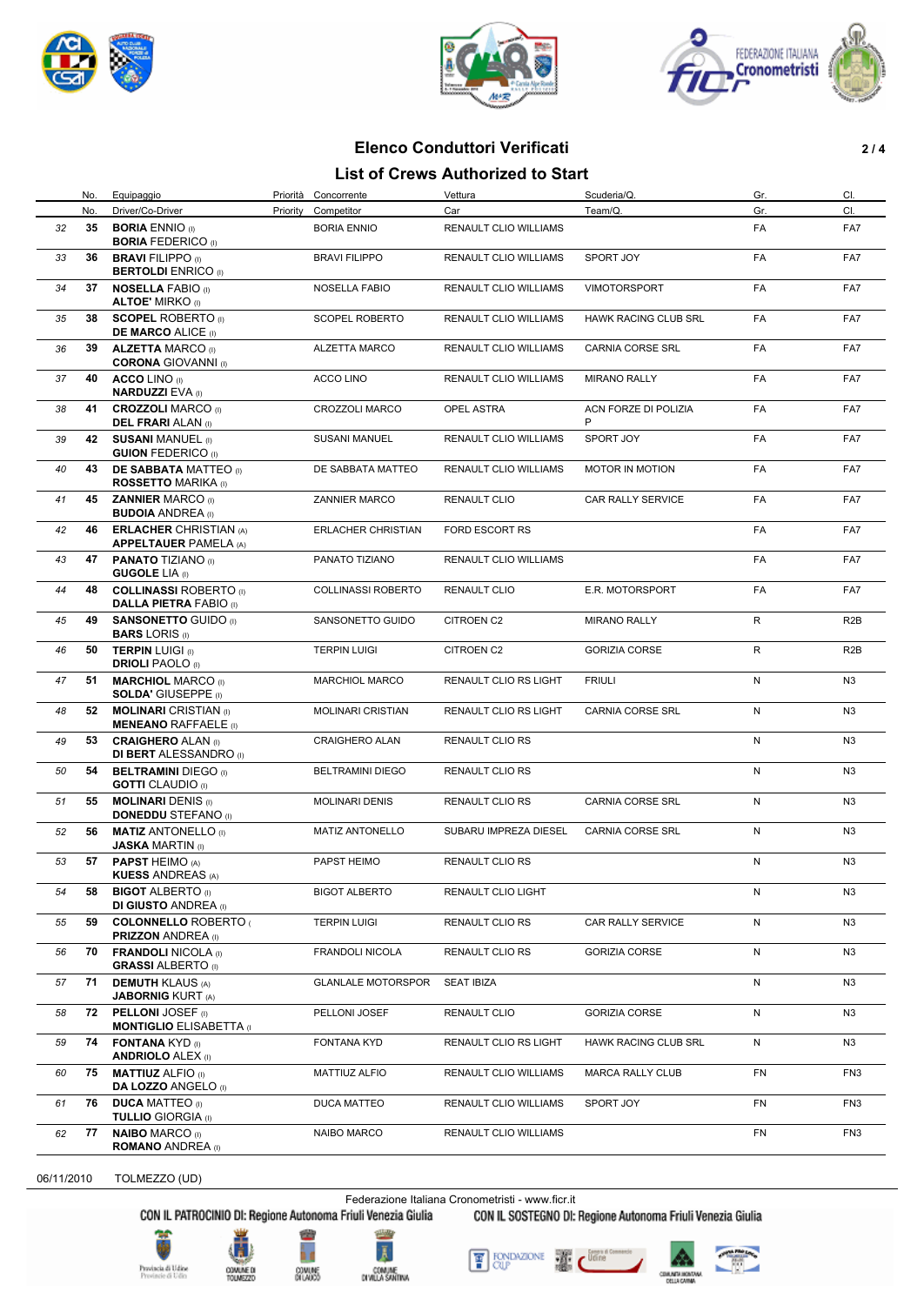## Elenco Conduttori Verificati

## List of Crews Authorized to Start

| | No. / No. | Equipaggio / Driver/Co-Driver | Priorità / Priority | Concorrente / Competitor | Vettura / Car | Scuderia/Q. / Team/Q. | Gr. / Gr. | Cl. / Cl. |
|---|---|---|---|---|---|---|---|---|
| 32 | 35 | **BORIA** ENNIO (I)<br>**BORIA** FEDERICO (I) | | BORIA ENNIO | RENAULT CLIO WILLIAMS | | FA | FA7 |
| 33 | 36 | **BRAVI** FILIPPO (I)<br>**BERTOLDI** ENRICO (I) | | BRAVI FILIPPO | RENAULT CLIO WILLIAMS | SPORT JOY | FA | FA7 |
| 34 | 37 | **NOSELLA** FABIO (I)<br>**ALTOE'** MIRKO (I) | | NOSELLA FABIO | RENAULT CLIO WILLIAMS | VIMOTORSPORT | FA | FA7 |
| 35 | 38 | **SCOPEL** ROBERTO (I)<br>**DE MARCO** ALICE (I) | | SCOPEL ROBERTO | RENAULT CLIO WILLIAMS | HAWK RACING CLUB SRL | FA | FA7 |
| 36 | 39 | **ALZETTA** MARCO (I)<br>**CORONA** GIOVANNI (I) | | ALZETTA MARCO | RENAULT CLIO WILLIAMS | CARNIA CORSE SRL | FA | FA7 |
| 37 | 40 | **ACCO** LINO (I)<br>**NARDUZZI** EVA (I) | | ACCO LINO | RENAULT CLIO WILLIAMS | MIRANO RALLY | FA | FA7 |
| 38 | 41 | **CROZZOLI** MARCO (I)<br>**DEL FRARI** ALAN (I) | | CROZZOLI MARCO | OPEL ASTRA | ACN FORZE DI POLIZIA P | FA | FA7 |
| 39 | 42 | **SUSANI** MANUEL (I)<br>**GUION** FEDERICO (I) | | SUSANI MANUEL | RENAULT CLIO WILLIAMS | SPORT JOY | FA | FA7 |
| 40 | 43 | **DE SABBATA** MATTEO (I)<br>**ROSSETTO** MARIKA (I) | | DE SABBATA MATTEO | RENAULT CLIO WILLIAMS | MOTOR IN MOTION | FA | FA7 |
| 41 | 45 | **ZANNIER** MARCO (I)<br>**BUDOIA** ANDREA (I) | | ZANNIER MARCO | RENAULT CLIO | CAR RALLY SERVICE | FA | FA7 |
| 42 | 46 | **ERLACHER** CHRISTIAN (A)<br>**APPELTAUER** PAMELA (A) | | ERLACHER CHRISTIAN | FORD ESCORT RS | | FA | FA7 |
| 43 | 47 | **PANATO** TIZIANO (I)<br>**GUGOLE** LIA (I) | | PANATO TIZIANO | RENAULT CLIO WILLIAMS | | FA | FA7 |
| 44 | 48 | **COLLINASSI** ROBERTO (I)<br>**DALLA PIETRA** FABIO (I) | | COLLINASSI ROBERTO | RENAULT CLIO | E.R. MOTORSPORT | FA | FA7 |
| 45 | 49 | **SANSONETTO** GUIDO (I)<br>**BARS** LORIS (I) | | SANSONETTO GUIDO | CITROEN C2 | MIRANO RALLY | R | R2B |
| 46 | 50 | **TERPIN** LUIGI (I)<br>**DRIOLI** PAOLO (I) | | TERPIN LUIGI | CITROEN C2 | GORIZIA CORSE | R | R2B |
| 47 | 51 | **MARCHIOL** MARCO (I)<br>**SOLDA'** GIUSEPPE (I) | | MARCHIOL MARCO | RENAULT CLIO RS LIGHT | FRIULI | N | N3 |
| 48 | 52 | **MOLINARI** CRISTIAN (I)<br>**MENEANO** RAFFAELE (I) | | MOLINARI CRISTIAN | RENAULT CLIO RS LIGHT | CARNIA CORSE SRL | N | N3 |
| 49 | 53 | **CRAIGHERO** ALAN (I)<br>**DI BERT** ALESSANDRO (I) | | CRAIGHERO ALAN | RENAULT CLIO RS | | N | N3 |
| 50 | 54 | **BELTRAMINI** DIEGO (I)<br>**GOTTI** CLAUDIO (I) | | BELTRAMINI DIEGO | RENAULT CLIO RS | | N | N3 |
| 51 | 55 | **MOLINARI** DENIS (I)<br>**DONEDDU** STEFANO (I) | | MOLINARI DENIS | RENAULT CLIO RS | CARNIA CORSE SRL | N | N3 |
| 52 | 56 | **MATIZ** ANTONELLO (I)<br>**JASKA** MARTIN (I) | | MATIZ ANTONELLO | SUBARU IMPREZA DIESEL | CARNIA CORSE SRL | N | N3 |
| 53 | 57 | **PAPST** HEIMO (A)<br>**KUESS** ANDREAS (A) | | PAPST HEIMO | RENAULT CLIO RS | | N | N3 |
| 54 | 58 | **BIGOT** ALBERTO (I)<br>**DI GIUSTO** ANDREA (I) | | BIGOT ALBERTO | RENAULT CLIO LIGHT | | N | N3 |
| 55 | 59 | **COLONNELLO** ROBERTO (<br>**PRIZZON** ANDREA (I) | | TERPIN LUIGI | RENAULT CLIO RS | CAR RALLY SERVICE | N | N3 |
| 56 | 70 | **FRANDOLI** NICOLA (I)<br>**GRASSI** ALBERTO (I) | | FRANDOLI NICOLA | RENAULT CLIO RS | GORIZIA CORSE | N | N3 |
| 57 | 71 | **DEMUTH** KLAUS (A)<br>**JABORNIG** KURT (A) | | GLANLALE MOTORSPOR | SEAT IBIZA | | N | N3 |
| 58 | 72 | **PELLONI** JOSEF (I)<br>**MONTIGLIO** ELISABETTA (I | | PELLONI JOSEF | RENAULT CLIO | GORIZIA CORSE | N | N3 |
| 59 | 74 | **FONTANA** KYD (I)<br>**ANDRIOLO** ALEX (I) | | FONTANA KYD | RENAULT CLIO RS LIGHT | HAWK RACING CLUB SRL | N | N3 |
| 60 | 75 | **MATTIUZ** ALFIO (I)<br>**DA LOZZO** ANGELO (I) | | MATTIUZ ALFIO | RENAULT CLIO WILLIAMS | MARCA RALLY CLUB | FN | FN3 |
| 61 | 76 | **DUCA** MATTEO (I)<br>**TULLIO** GIORGIA (I) | | DUCA MATTEO | RENAULT CLIO WILLIAMS | SPORT JOY | FN | FN3 |
| 62 | 77 | **NAIBO** MARCO (I)<br>**ROMANO** ANDREA (I) | | NAIBO MARCO | RENAULT CLIO WILLIAMS | | FN | FN3 |

06/11/2010 TOLMEZZO (UD)

Federazione Italiana Cronometristi - www.ficr.it

CON IL PATROCINIO DI: Regione Autonoma Friuli Venezia Giulia CON IL SOSTEGNO DI: Regione Autonoma Friuli Venezia Giulia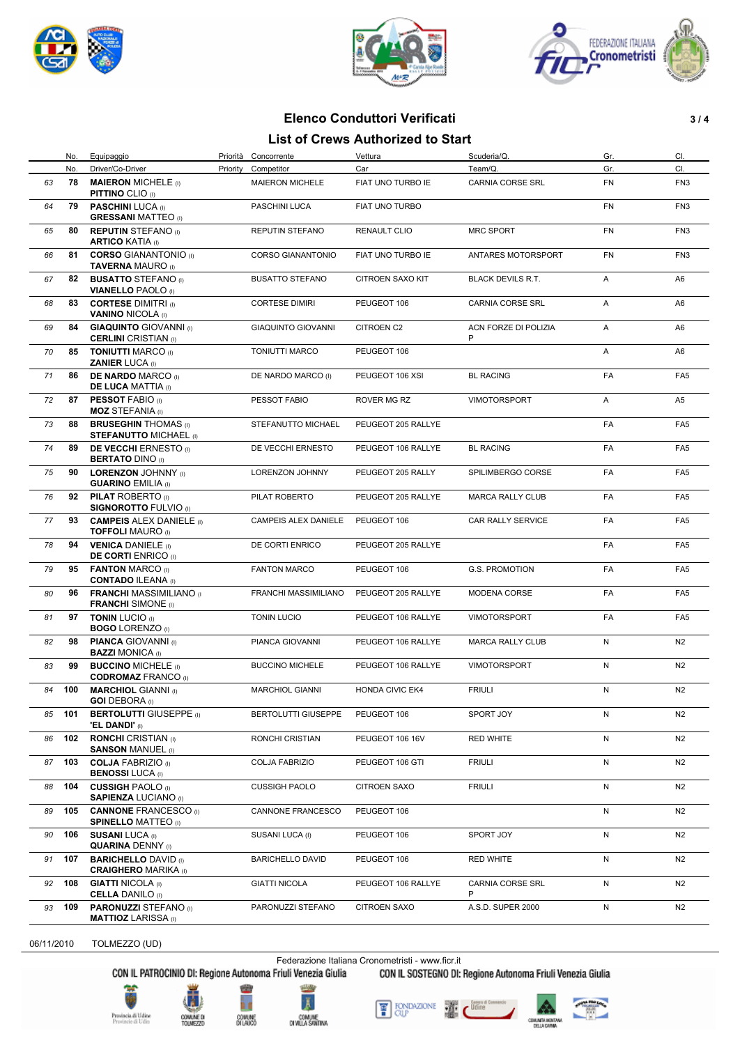## Elenco Conduttori Verificati

## List of Crews Authorized to Start

| No. | Equipaggio / Driver/Co-Driver | Priorità / Priority | Concorrente / Competitor | Vettura / Car | Scuderia/Q. / Team/Q. | Gr. | Cl. |
|---|---|---|---|---|---|---|---|
| 63 78 | **MAIERON** MICHELE (I) **PITTINO** CLIO (I) | | MAIERON MICHELE | FIAT UNO TURBO IE | CARNIA CORSE SRL | FN | FN3 |
| 64 79 | **PASCHINI** LUCA (I) **GRESSANI** MATTEO (I) | | PASCHINI LUCA | FIAT UNO TURBO | | FN | FN3 |
| 65 80 | **REPUTIN** STEFANO (I) **ARTICO** KATIA (I) | | REPUTIN STEFANO | RENAULT CLIO | MRC SPORT | FN | FN3 |
| 66 81 | **CORSO** GIANANTONIO (I) **TAVERNA** MAURO (I) | | CORSO GIANANTONIO | FIAT UNO TURBO IE | ANTARES MOTORSPORT | FN | FN3 |
| 67 82 | **BUSATTO** STEFANO (I) **VIANELLO** PAOLO (I) | | BUSATTO STEFANO | CITROEN SAXO KIT | BLACK DEVILS R.T. | A | A6 |
| 68 83 | **CORTESE** DIMITRI (I) **VANINO** NICOLA (I) | | CORTESE DIMIRI | PEUGEOT 106 | CARNIA CORSE SRL | A | A6 |
| 69 84 | **GIAQUINTO** GIOVANNI (I) **CERLINI** CRISTIAN (I) | | GIAQUINTO GIOVANNI | CITROEN C2 | ACN FORZE DI POLIZIA P | A | A6 |
| 70 85 | **TONIUTTI** MARCO (I) **ZANIER** LUCA (I) | | TONIUTTI MARCO | PEUGEOT 106 | | A | A6 |
| 71 86 | **DE NARDO** MARCO (I) **DE LUCA** MATTIA (I) | | DE NARDO MARCO (I) | PEUGEOT 106 XSI | BL RACING | FA | FA5 |
| 72 87 | **PESSOT** FABIO (I) **MOZ** STEFANIA (I) | | PESSOT FABIO | ROVER MG RZ | VIMOTORSPORT | A | A5 |
| 73 88 | **BRUSEGHIN** THOMAS (I) **STEFANUTTO** MICHAEL (I) | | STEFANUTTO MICHAEL | PEUGEOT 205 RALLYE | | FA | FA5 |
| 74 89 | **DE VECCHI** ERNESTO (I) **BERTATO** DINO (I) | | DE VECCHI ERNESTO | PEUGEOT 106 RALLYE | BL RACING | FA | FA5 |
| 75 90 | **LORENZON** JOHNNY (I) **GUARINO** EMILIA (I) | | LORENZON JOHNNY | PEUGEOT 205 RALLY | SPILIMBERGO CORSE | FA | FA5 |
| 76 92 | **PILAT** ROBERTO (I) **SIGNOROTTO** FULVIO (I) | | PILAT ROBERTO | PEUGEOT 205 RALLYE | MARCA RALLY CLUB | FA | FA5 |
| 77 93 | **CAMPEIS** ALEX DANIELE (I) **TOFFOLI** MAURO (I) | | CAMPEIS ALEX DANIELE | PEUGEOT 106 | CAR RALLY SERVICE | FA | FA5 |
| 78 94 | **VENICA** DANIELE (I) **DE CORTI** ENRICO (I) | | DE CORTI ENRICO | PEUGEOT 205 RALLYE | | FA | FA5 |
| 79 95 | **FANTON** MARCO (I) **CONTADO** ILEANA (I) | | FANTON MARCO | PEUGEOT 106 | G.S. PROMOTION | FA | FA5 |
| 80 96 | **FRANCHI** MASSIMILIANO (I) **FRANCHI** SIMONE (I) | | FRANCHI MASSIMILIANO | PEUGEOT 205 RALLYE | MODENA CORSE | FA | FA5 |
| 81 97 | **TONIN** LUCIO (I) **BOGO** LORENZO (I) | | TONIN LUCIO | PEUGEOT 106 RALLYE | VIMOTORSPORT | FA | FA5 |
| 82 98 | **PIANCA** GIOVANNI (I) **BAZZI** MONICA (I) | | PIANCA GIOVANNI | PEUGEOT 106 RALLYE | MARCA RALLY CLUB | N | N2 |
| 83 99 | **BUCCINO** MICHELE (I) **CODROMAZ** FRANCO (I) | | BUCCINO MICHELE | PEUGEOT 106 RALLYE | VIMOTORSPORT | N | N2 |
| 84 100 | **MARCHIOL** GIANNI (I) **GOI** DEBORA (I) | | MARCHIOL GIANNI | HONDA CIVIC EK4 | FRIULI | N | N2 |
| 85 101 | **BERTOLUTTI** GIUSEPPE (I) **'EL DANDI'** (I) | | BERTOLUTTI GIUSEPPE | PEUGEOT 106 | SPORT JOY | N | N2 |
| 86 102 | **RONCHI** CRISTIAN (I) **SANSON** MANUEL (I) | | RONCHI CRISTIAN | PEUGEOT 106 16V | RED WHITE | N | N2 |
| 87 103 | **COLJA** FABRIZIO (I) **BENOSSI** LUCA (I) | | COLJA FABRIZIO | PEUGEOT 106 GTI | FRIULI | N | N2 |
| 88 104 | **CUSSIGH** PAOLO (I) **SAPIENZA** LUCIANO (I) | | CUSSIGH PAOLO | CITROEN SAXO | FRIULI | N | N2 |
| 89 105 | **CANNONE** FRANCESCO (I) **SPINELLO** MATTEO (I) | | CANNONE FRANCESCO | PEUGEOT 106 | | N | N2 |
| 90 106 | **SUSANI** LUCA (I) **QUARINA** DENNY (I) | | SUSANI LUCA (I) | PEUGEOT 106 | SPORT JOY | N | N2 |
| 91 107 | **BARICHELLO** DAVID (I) **CRAIGHERO** MARIKA (I) | | BARICHELLO DAVID | PEUGEOT 106 | RED WHITE | N | N2 |
| 92 108 | **GIATTI** NICOLA (I) **CELLA** DANILO (I) | | GIATTI NICOLA | PEUGEOT 106 RALLYE | CARNIA CORSE SRL P | N | N2 |
| 93 109 | **PARONUZZI** STEFANO (I) **MATTIOZ** LARISSA (I) | | PARONUZZI STEFANO | CITROEN SAXO | A.S.D. SUPER 2000 | N | N2 |

06/11/2010 TOLMEZZO (UD)

Federazione Italiana Cronometristi - www.ficr.it

CON IL PATROCINIO DI: Regione Autonoma Friuli Venezia Giulia — CON IL SOSTEGNO DI: Regione Autonoma Friuli Venezia Giulia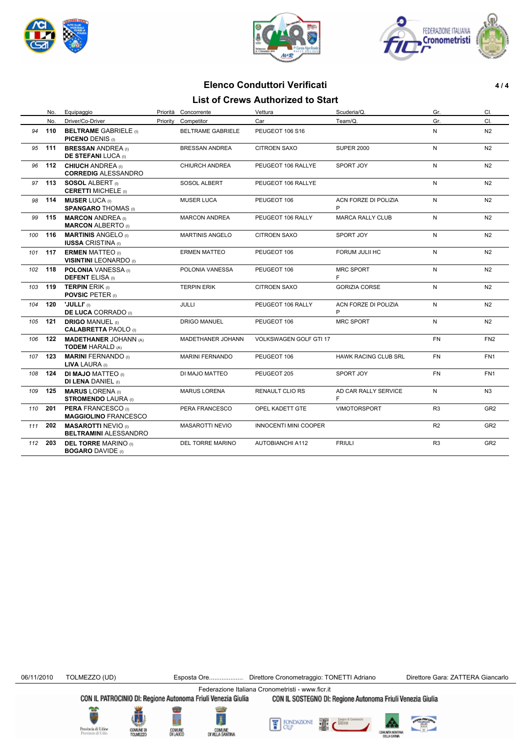## Elenco Conduttori Verificati

## List of Crews Authorized to Start

| | No. / No. | Equipaggio / Driver/Co-Driver | Priorità / Priority | Concorrente / Competitor | Vettura / Car | Scuderia/Q. / Team/Q. | Gr. / Gr. | Cl. / Cl. |
|---|---|---|---|---|---|---|---|---|
| 94 | 110 | **BELTRAME** GABRIELE (I)<br>**PICENO** DENIS (I) | | BELTRAME GABRIELE | PEUGEOT 106 S16 | | N | N2 |
| 95 | 111 | **BRESSAN** ANDREA (I)<br>**DE STEFANI** LUCA (I) | | BRESSAN ANDREA | CITROEN SAXO | SUPER 2000 | N | N2 |
| 96 | 112 | **CHIUCH** ANDREA (I)<br>**CORREDIG** ALESSANDRO | | CHIURCH ANDREA | PEUGEOT 106 RALLYE | SPORT JOY | N | N2 |
| 97 | 113 | **SOSOL** ALBERT (I)<br>**CERETTI** MICHELE (I) | | SOSOL ALBERT | PEUGEOT 106 RALLYE | | N | N2 |
| 98 | 114 | **MUSER** LUCA (I)<br>**SPANGARO** THOMAS (I) | | MUSER LUCA | PEUGEOT 106 | ACN FORZE DI POLIZIA P | N | N2 |
| 99 | 115 | **MARCON** ANDREA (I)<br>**MARCON** ALBERTO (I) | | MARCON ANDREA | PEUGEOT 106 RALLY | MARCA RALLY CLUB | N | N2 |
| 100 | 116 | **MARTINIS** ANGELO (I)<br>**IUSSA** CRISTINA (I) | | MARTINIS ANGELO | CITROEN SAXO | SPORT JOY | N | N2 |
| 101 | 117 | **ERMEN** MATTEO (I)<br>**VISINTINI** LEONARDO (I) | | ERMEN MATTEO | PEUGEOT 106 | FORUM JULII HC | N | N2 |
| 102 | 118 | **POLONIA** VANESSA (I)<br>**DEFENT** ELISA (I) | | POLONIA VANESSA | PEUGEOT 106 | MRC SPORT F | N | N2 |
| 103 | 119 | **TERPIN** ERIK (I)<br>**POVSIC** PETER (I) | | TERPIN ERIK | CITROEN SAXO | GORIZIA CORSE | N | N2 |
| 104 | 120 | **'JULLI'** (I)<br>**DE LUCA** CORRADO (I) | | JULLI | PEUGEOT 106 RALLY | ACN FORZE DI POLIZIA P | N | N2 |
| 105 | 121 | **DRIGO** MANUEL (I)<br>**CALABRETTA** PAOLO (I) | | DRIGO MANUEL | PEUGEOT 106 | MRC SPORT | N | N2 |
| 106 | 122 | **MADETHANER** JOHANN (A)<br>**TODEM** HARALD (A) | | MADETHANER JOHANN | VOLKSWAGEN GOLF GTI 17 | | FN | FN2 |
| 107 | 123 | **MARINI** FERNANDO (I)<br>**LIVA** LAURA (I) | | MARINI FERNANDO | PEUGEOT 106 | HAWK RACING CLUB SRL | FN | FN1 |
| 108 | 124 | **DI MAJO** MATTEO (I)<br>**DI LENA** DANIEL (I) | | DI MAJO MATTEO | PEUGEOT 205 | SPORT JOY | FN | FN1 |
| 109 | 125 | **MARUS** LORENA (I)<br>**STROMENDO** LAURA (I) | | MARUS LORENA | RENAULT CLIO RS | AD CAR RALLY SERVICE F | N | N3 |
| 110 | 201 | **PERA** FRANCESCO (I)<br>**MAGGIOLINO** FRANCESCO | | PERA FRANCESCO | OPEL KADETT GTE | VIMOTORSPORT | R3 | GR2 |
| 111 | 202 | **MASAROTTI** NEVIO (I)<br>**BELTRAMINI** ALESSANDRO | | MASAROTTI NEVIO | INNOCENTI MINI COOPER | | R2 | GR2 |
| 112 | 203 | **DEL TORRE** MARINO (I)<br>**BOGARO** DAVIDE (I) | | DEL TORRE MARINO | AUTOBIANCHI A112 | FRIULI | R3 | GR2 |

06/11/2010 TOLMEZZO (UD) Esposta Ore................... Direttore Cronometraggio: TONETTI Adriano Direttore Gara: ZATTERA Giancarlo

Federazione Italiana Cronometristi - www.ficr.it

CON IL PATROCINIO DI: Regione Autonoma Friuli Venezia Giulia CON IL SOSTEGNO DI: Regione Autonoma Friuli Venezia Giulia